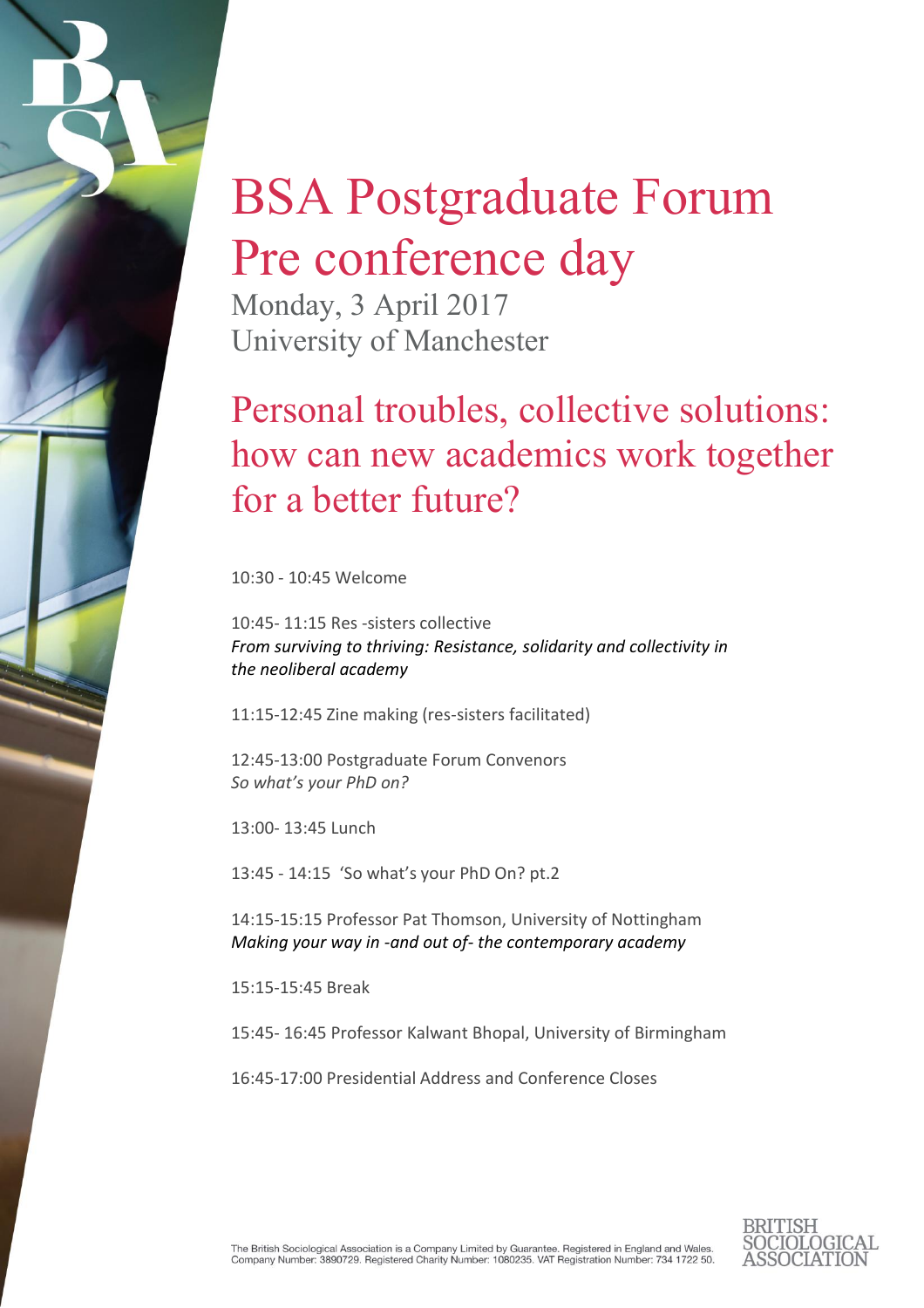# BSA Postgraduate Forum Pre conference day

Monday, 3 April 2017
University of Manchester

## Personal troubles, collective solutions: how can new academics work together for a better future?

10:30 - 10:45 Welcome

10:45- 11:15 Res -sisters collective
*From surviving to thriving: Resistance, solidarity and collectivity in the neoliberal academy*

11:15-12:45 Zine making (res-sisters facilitated)

12:45-13:00 Postgraduate Forum Convenors
*So what's your PhD on?*

13:00- 13:45 Lunch

13:45 - 14:15 'So what's your PhD On? pt.2

14:15-15:15 Professor Pat Thomson, University of Nottingham
*Making your way in -and out of- the contemporary academy*

15:15-15:45 Break

15:45- 16:45 Professor Kalwant Bhopal, University of Birmingham

16:45-17:00 Presidential Address and Conference Closes

The British Sociological Association is a Company Limited by Guarantee. Registered in England and Wales. Company Number: 3890729. Registered Charity Number: 1080235. VAT Registration Number: 734 1722 50.

BRITISH SOCIOLOGICAL ASSOCIATION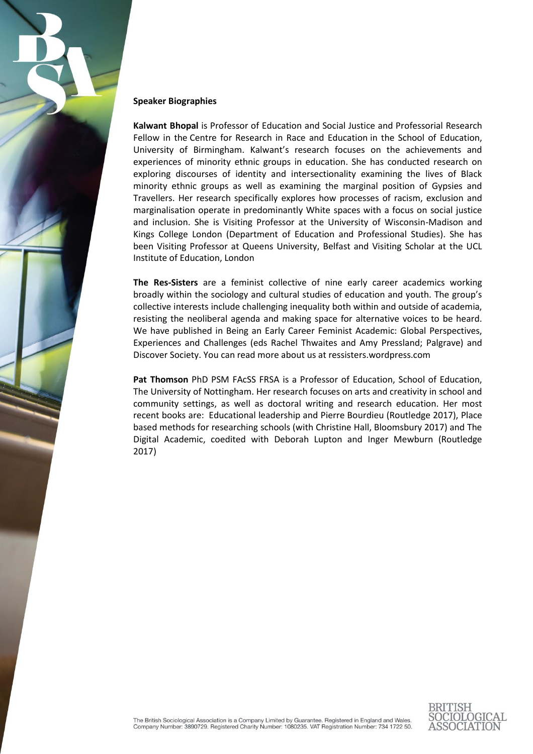**Speaker Biographies**

**Kalwant Bhopal** is Professor of Education and Social Justice and Professorial Research Fellow in the Centre for Research in Race and Education in the School of Education, University of Birmingham. Kalwant's research focuses on the achievements and experiences of minority ethnic groups in education. She has conducted research on exploring discourses of identity and intersectionality examining the lives of Black minority ethnic groups as well as examining the marginal position of Gypsies and Travellers. Her research specifically explores how processes of racism, exclusion and marginalisation operate in predominantly White spaces with a focus on social justice and inclusion. She is Visiting Professor at the University of Wisconsin-Madison and Kings College London (Department of Education and Professional Studies). She has been Visiting Professor at Queens University, Belfast and Visiting Scholar at the UCL Institute of Education, London

**The Res-Sisters** are a feminist collective of nine early career academics working broadly within the sociology and cultural studies of education and youth. The group's collective interests include challenging inequality both within and outside of academia, resisting the neoliberal agenda and making space for alternative voices to be heard. We have published in Being an Early Career Feminist Academic: Global Perspectives, Experiences and Challenges (eds Rachel Thwaites and Amy Pressland; Palgrave) and Discover Society. You can read more about us at ressisters.wordpress.com

**Pat Thomson** PhD PSM FAcSS FRSA is a Professor of Education, School of Education, The University of Nottingham. Her research focuses on arts and creativity in school and community settings, as well as doctoral writing and research education. Her most recent books are: Educational leadership and Pierre Bourdieu (Routledge 2017), Place based methods for researching schools (with Christine Hall, Bloomsbury 2017) and The Digital Academic, coedited with Deborah Lupton and Inger Mewburn (Routledge 2017)

The British Sociological Association is a Company Limited by Guarantee. Registered in England and Wales. Company Number: 3890729. Registered Charity Number: 1080235. VAT Registration Number: 734 1722 50.

BRITISH SOCIOLOGICAL ASSOCIATION